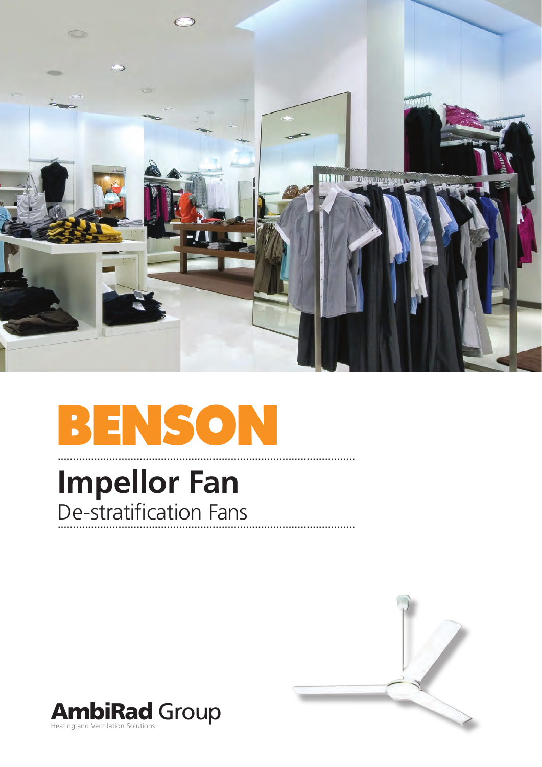# BENSON

## Impellor Fan

De-stratification Fans

**AmbiRad** Group

Heating and Ventilation Solutions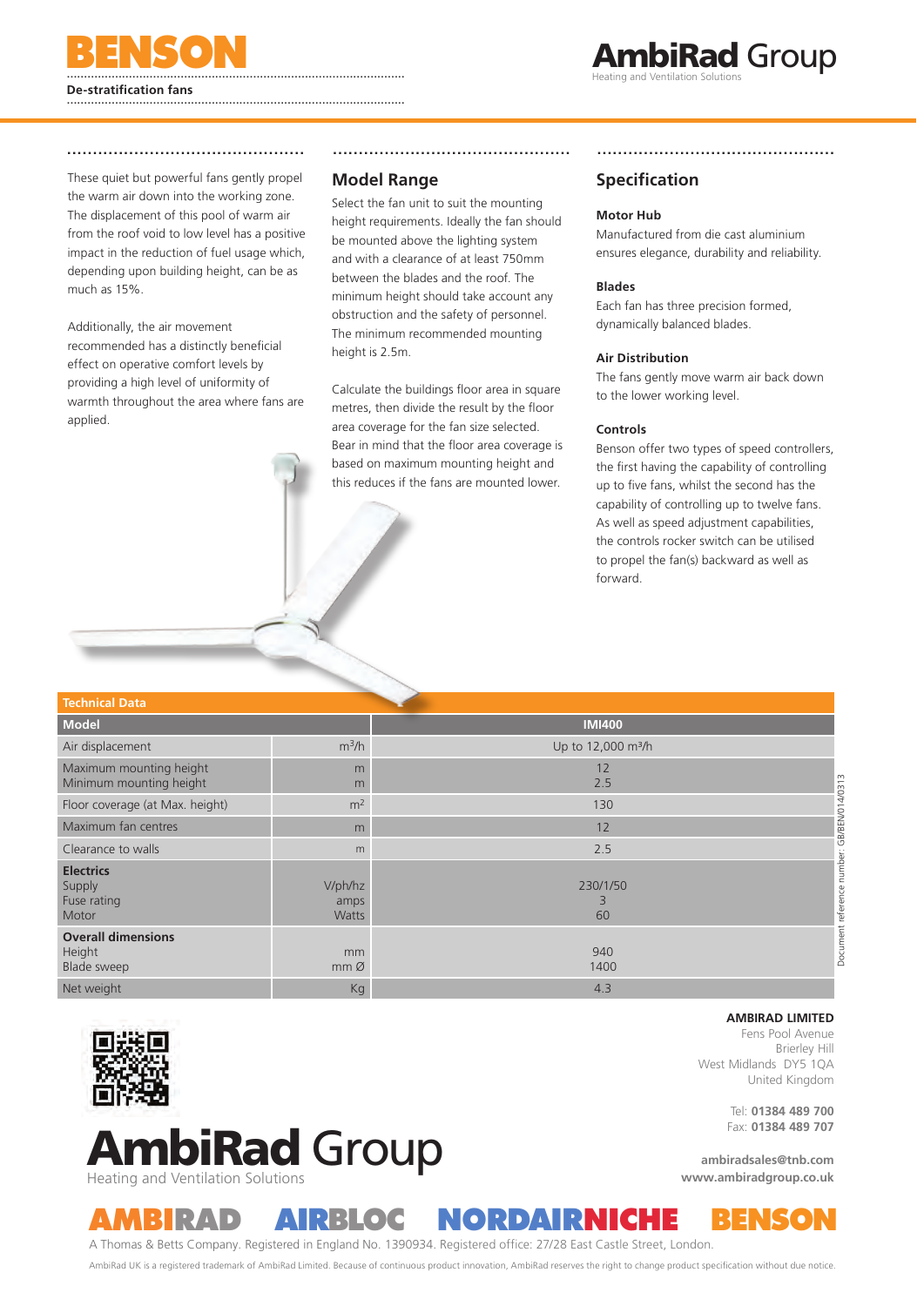# BENSON

**De-stratification fans**

AmbiRad Group
Heating and Ventilation Solutions

These quiet but powerful fans gently propel the warm air down into the working zone. The displacement of this pool of warm air from the roof void to low level has a positive impact in the reduction of fuel usage which, depending upon building height, can be as much as 15%.

Additionally, the air movement recommended has a distinctly beneficial effect on operative comfort levels by providing a high level of uniformity of warmth throughout the area where fans are applied.

## Model Range

Select the fan unit to suit the mounting height requirements. Ideally the fan should be mounted above the lighting system and with a clearance of at least 750mm between the blades and the roof. The minimum height should take account any obstruction and the safety of personnel. The minimum recommended mounting height is 2.5m.

Calculate the buildings floor area in square metres, then divide the result by the floor area coverage for the fan size selected. Bear in mind that the floor area coverage is based on maximum mounting height and this reduces if the fans are mounted lower.

## Specification

### Motor Hub

Manufactured from die cast aluminium ensures elegance, durability and reliability.

### Blades

Each fan has three precision formed, dynamically balanced blades.

### Air Distribution

The fans gently move warm air back down to the lower working level.

### Controls

Benson offer two types of speed controllers, the first having the capability of controlling up to five fans, whilst the second has the capability of controlling up to twelve fans. As well as speed adjustment capabilities, the controls rocker switch can be utilised to propel the fan(s) backward as well as forward.

## Technical Data

| Model | | IMI400 |
|---|---|---|
| Air displacement | $m^3/h$ | Up to 12,000 $m^3/h$ |
| Maximum mounting height<br>Minimum mounting height | m<br>m | 12<br>2.5 |
| Floor coverage (at Max. height) | $m^2$ | 130 |
| Maximum fan centres | m | 12 |
| Clearance to walls | m | 2.5 |
| **Electrics**<br>Supply<br>Fuse rating<br>Motor | <br>V/ph/hz<br>amps<br>Watts | <br>230/1/50<br>3<br>60 |
| **Overall dimensions**<br>Height<br>Blade sweep | <br>mm<br>mm Ø | <br>940<br>1400 |
| Net weight | Kg | 4.3 |

Document reference number: GB/BEN/0114/0313

**AMBIRAD LIMITED**
Fens Pool Avenue
Brierley Hill
West Midlands DY5 1QA
United Kingdom

Tel: **01384 489 700**
Fax: **01384 489 707**

**ambiradsales@tnb.com**
**www.ambiradgroup.co.uk**

AmbiRad Group
Heating and Ventilation Solutions

AMBIRAD AIRBLOC NORDAIRNICHE BENSON

A Thomas & Betts Company. Registered in England No. 1390934. Registered office: 27/28 East Castle Street, London.

AmbiRad UK is a registered trademark of AmbiRad Limited. Because of continuous product innovation, AmbiRad reserves the right to change product specification without due notice.